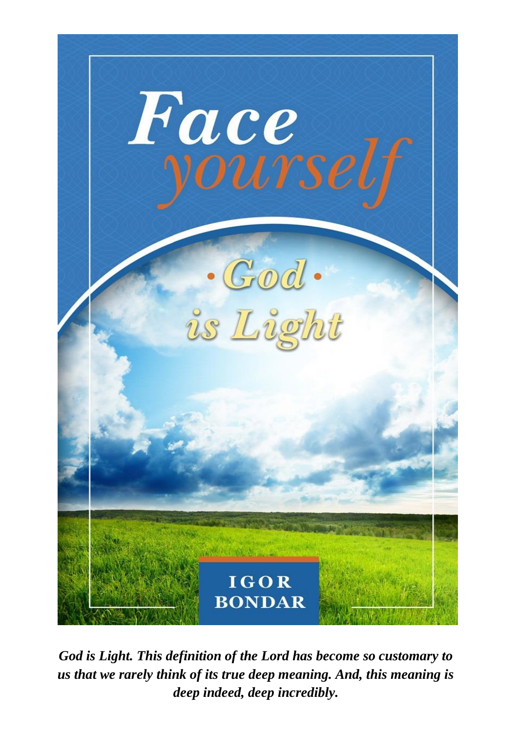# Face yourself

## God is Light

IGOR BONDAR

***God is Light. This definition of the Lord has become so customary to us that we rarely think of its true deep meaning. And, this meaning is deep indeed, deep incredibly.***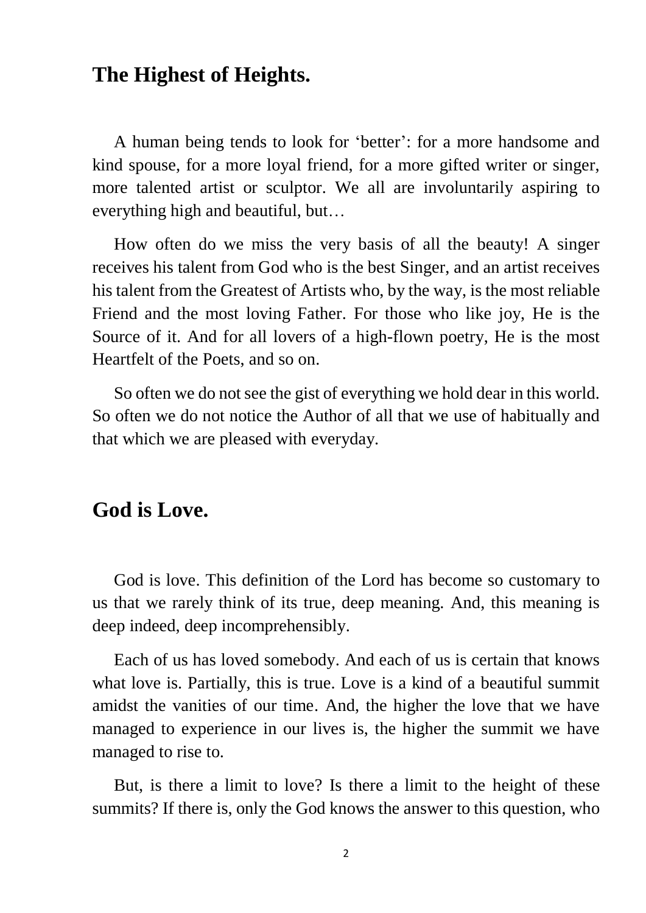## The Highest of Heights.

A human being tends to look for 'better': for a more handsome and kind spouse, for a more loyal friend, for a more gifted writer or singer, more talented artist or sculptor. We all are involuntarily aspiring to everything high and beautiful, but…

How often do we miss the very basis of all the beauty! A singer receives his talent from God who is the best Singer, and an artist receives his talent from the Greatest of Artists who, by the way, is the most reliable Friend and the most loving Father. For those who like joy, He is the Source of it. And for all lovers of a high-flown poetry, He is the most Heartfelt of the Poets, and so on.

So often we do not see the gist of everything we hold dear in this world. So often we do not notice the Author of all that we use of habitually and that which we are pleased with everyday.

## God is Love.

God is love. This definition of the Lord has become so customary to us that we rarely think of its true, deep meaning. And, this meaning is deep indeed, deep incomprehensibly.

Each of us has loved somebody. And each of us is certain that knows what love is. Partially, this is true. Love is a kind of a beautiful summit amidst the vanities of our time. And, the higher the love that we have managed to experience in our lives is, the higher the summit we have managed to rise to.

But, is there a limit to love? Is there a limit to the height of these summits? If there is, only the God knows the answer to this question, who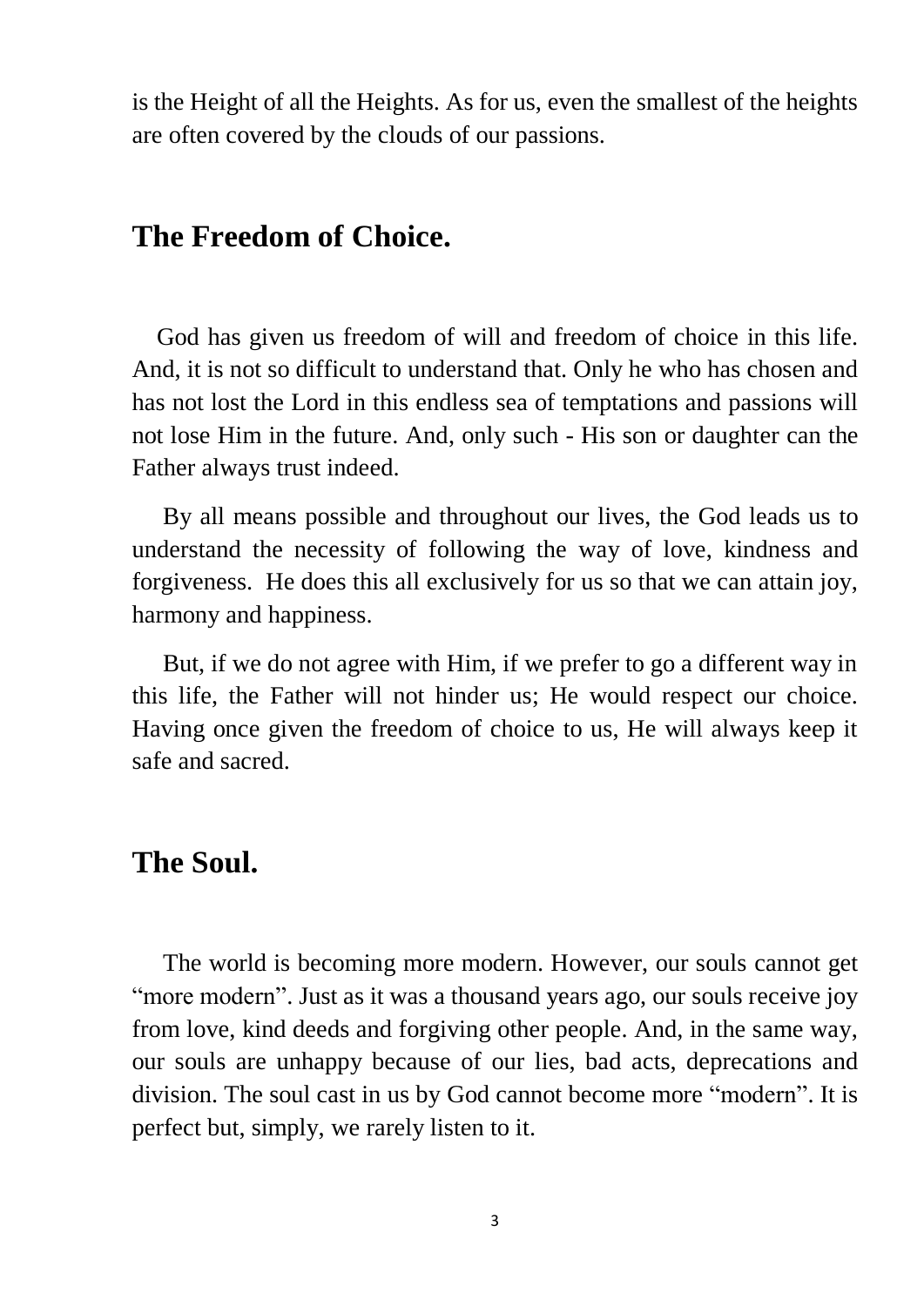is the Height of all the Heights. As for us, even the smallest of the heights are often covered by the clouds of our passions.

## The Freedom of Choice.

God has given us freedom of will and freedom of choice in this life. And, it is not so difficult to understand that. Only he who has chosen and has not lost the Lord in this endless sea of temptations and passions will not lose Him in the future. And, only such - His son or daughter can the Father always trust indeed.

By all means possible and throughout our lives, the God leads us to understand the necessity of following the way of love, kindness and forgiveness. He does this all exclusively for us so that we can attain joy, harmony and happiness.

But, if we do not agree with Him, if we prefer to go a different way in this life, the Father will not hinder us; He would respect our choice. Having once given the freedom of choice to us, He will always keep it safe and sacred.

## The Soul.

The world is becoming more modern. However, our souls cannot get “more modern”. Just as it was a thousand years ago, our souls receive joy from love, kind deeds and forgiving other people. And, in the same way, our souls are unhappy because of our lies, bad acts, deprecations and division. The soul cast in us by God cannot become more “modern”. It is perfect but, simply, we rarely listen to it.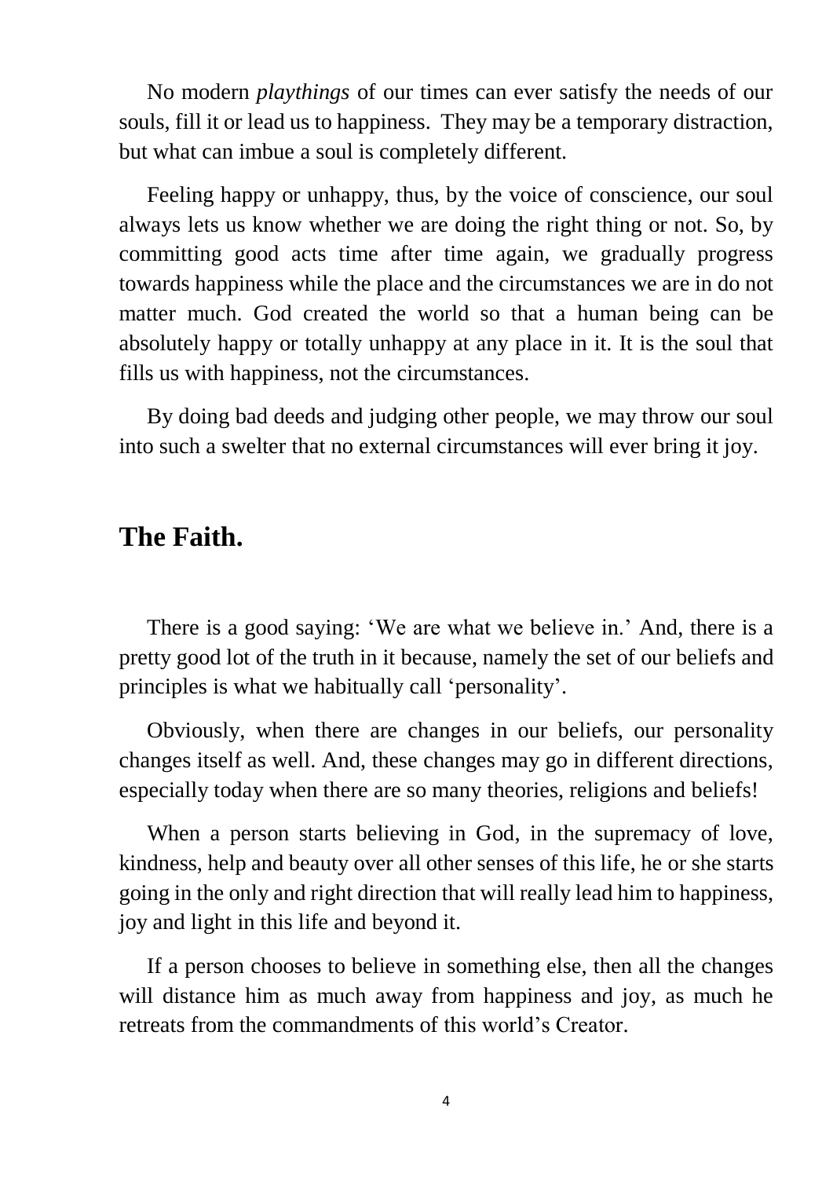No modern *playthings* of our times can ever satisfy the needs of our souls, fill it or lead us to happiness. They may be a temporary distraction, but what can imbue a soul is completely different.

Feeling happy or unhappy, thus, by the voice of conscience, our soul always lets us know whether we are doing the right thing or not. So, by committing good acts time after time again, we gradually progress towards happiness while the place and the circumstances we are in do not matter much. God created the world so that a human being can be absolutely happy or totally unhappy at any place in it. It is the soul that fills us with happiness, not the circumstances.

By doing bad deeds and judging other people, we may throw our soul into such a swelter that no external circumstances will ever bring it joy.

## The Faith.

There is a good saying: 'We are what we believe in.' And, there is a pretty good lot of the truth in it because, namely the set of our beliefs and principles is what we habitually call 'personality'.

Obviously, when there are changes in our beliefs, our personality changes itself as well. And, these changes may go in different directions, especially today when there are so many theories, religions and beliefs!

When a person starts believing in God, in the supremacy of love, kindness, help and beauty over all other senses of this life, he or she starts going in the only and right direction that will really lead him to happiness, joy and light in this life and beyond it.

If a person chooses to believe in something else, then all the changes will distance him as much away from happiness and joy, as much he retreats from the commandments of this world's Creator.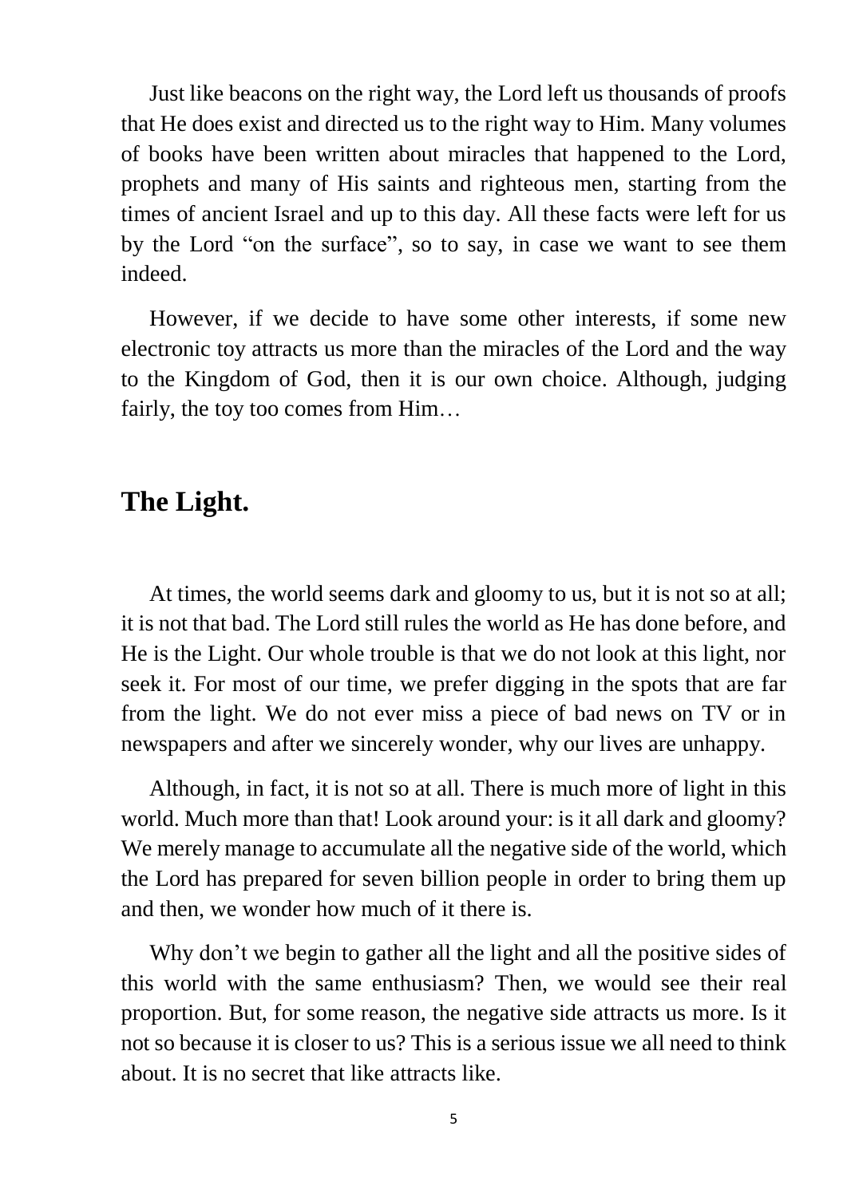Just like beacons on the right way, the Lord left us thousands of proofs that He does exist and directed us to the right way to Him. Many volumes of books have been written about miracles that happened to the Lord, prophets and many of His saints and righteous men, starting from the times of ancient Israel and up to this day. All these facts were left for us by the Lord "on the surface", so to say, in case we want to see them indeed.

However, if we decide to have some other interests, if some new electronic toy attracts us more than the miracles of the Lord and the way to the Kingdom of God, then it is our own choice. Although, judging fairly, the toy too comes from Him…

## The Light.

At times, the world seems dark and gloomy to us, but it is not so at all; it is not that bad. The Lord still rules the world as He has done before, and He is the Light. Our whole trouble is that we do not look at this light, nor seek it. For most of our time, we prefer digging in the spots that are far from the light. We do not ever miss a piece of bad news on TV or in newspapers and after we sincerely wonder, why our lives are unhappy.

Although, in fact, it is not so at all. There is much more of light in this world. Much more than that! Look around your: is it all dark and gloomy? We merely manage to accumulate all the negative side of the world, which the Lord has prepared for seven billion people in order to bring them up and then, we wonder how much of it there is.

Why don't we begin to gather all the light and all the positive sides of this world with the same enthusiasm? Then, we would see their real proportion. But, for some reason, the negative side attracts us more. Is it not so because it is closer to us? This is a serious issue we all need to think about. It is no secret that like attracts like.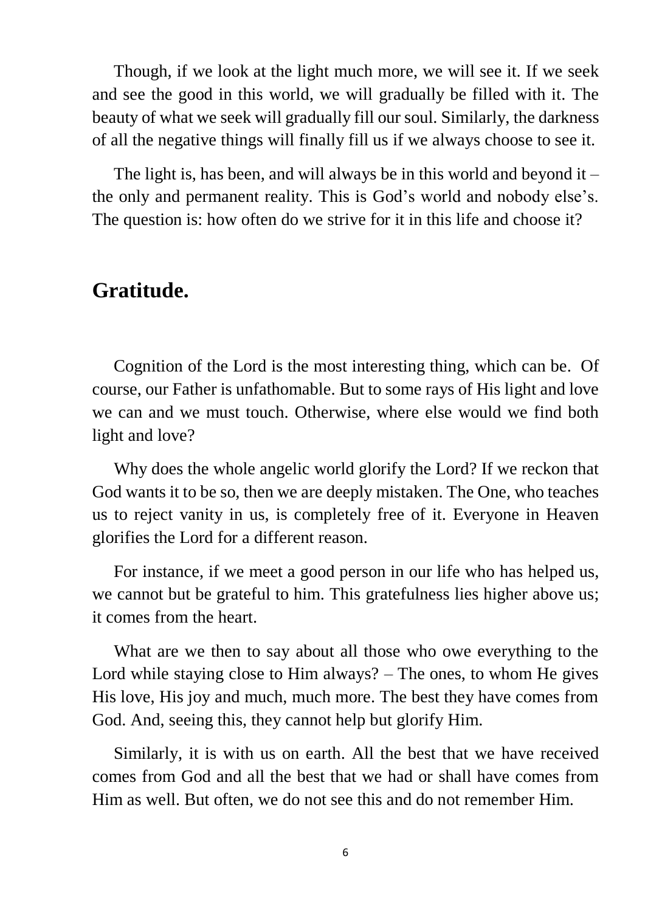Though, if we look at the light much more, we will see it. If we seek and see the good in this world, we will gradually be filled with it. The beauty of what we seek will gradually fill our soul. Similarly, the darkness of all the negative things will finally fill us if we always choose to see it.

The light is, has been, and will always be in this world and beyond it – the only and permanent reality. This is God's world and nobody else's. The question is: how often do we strive for it in this life and choose it?

## Gratitude.

Cognition of the Lord is the most interesting thing, which can be. Of course, our Father is unfathomable. But to some rays of His light and love we can and we must touch. Otherwise, where else would we find both light and love?

Why does the whole angelic world glorify the Lord? If we reckon that God wants it to be so, then we are deeply mistaken. The One, who teaches us to reject vanity in us, is completely free of it. Everyone in Heaven glorifies the Lord for a different reason.

For instance, if we meet a good person in our life who has helped us, we cannot but be grateful to him. This gratefulness lies higher above us; it comes from the heart.

What are we then to say about all those who owe everything to the Lord while staying close to Him always? – The ones, to whom He gives His love, His joy and much, much more. The best they have comes from God. And, seeing this, they cannot help but glorify Him.

Similarly, it is with us on earth. All the best that we have received comes from God and all the best that we had or shall have comes from Him as well. But often, we do not see this and do not remember Him.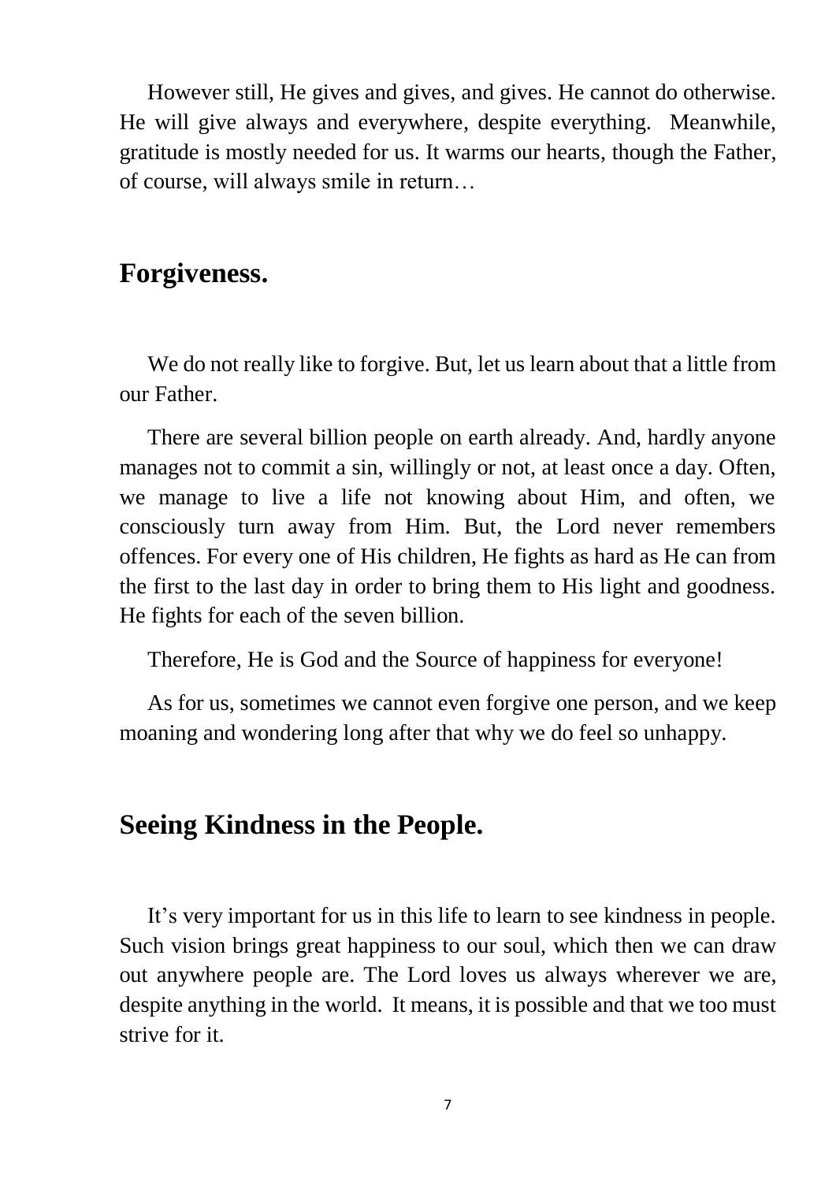However still, He gives and gives, and gives. He cannot do otherwise. He will give always and everywhere, despite everything. Meanwhile, gratitude is mostly needed for us. It warms our hearts, though the Father, of course, will always smile in return…

## Forgiveness.

We do not really like to forgive. But, let us learn about that a little from our Father.

There are several billion people on earth already. And, hardly anyone manages not to commit a sin, willingly or not, at least once a day. Often, we manage to live a life not knowing about Him, and often, we consciously turn away from Him. But, the Lord never remembers offences. For every one of His children, He fights as hard as He can from the first to the last day in order to bring them to His light and goodness. He fights for each of the seven billion.

Therefore, He is God and the Source of happiness for everyone!

As for us, sometimes we cannot even forgive one person, and we keep moaning and wondering long after that why we do feel so unhappy.

## Seeing Kindness in the People.

It's very important for us in this life to learn to see kindness in people. Such vision brings great happiness to our soul, which then we can draw out anywhere people are. The Lord loves us always wherever we are, despite anything in the world. It means, it is possible and that we too must strive for it.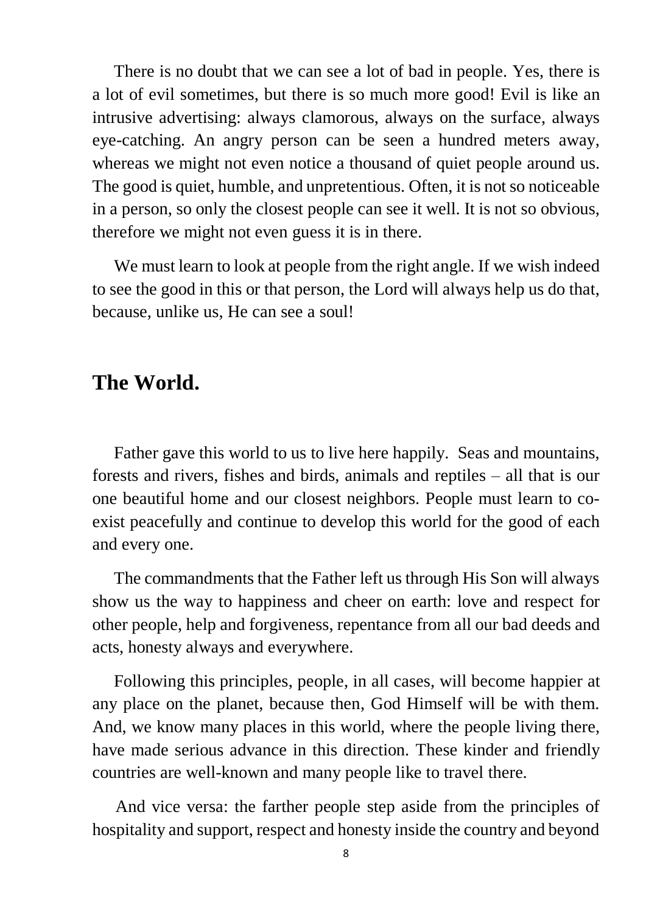There is no doubt that we can see a lot of bad in people. Yes, there is a lot of evil sometimes, but there is so much more good! Evil is like an intrusive advertising: always clamorous, always on the surface, always eye-catching. An angry person can be seen a hundred meters away, whereas we might not even notice a thousand of quiet people around us. The good is quiet, humble, and unpretentious. Often, it is not so noticeable in a person, so only the closest people can see it well. It is not so obvious, therefore we might not even guess it is in there.

We must learn to look at people from the right angle. If we wish indeed to see the good in this or that person, the Lord will always help us do that, because, unlike us, He can see a soul!

## The World.

Father gave this world to us to live here happily. Seas and mountains, forests and rivers, fishes and birds, animals and reptiles – all that is our one beautiful home and our closest neighbors. People must learn to co-exist peacefully and continue to develop this world for the good of each and every one.

The commandments that the Father left us through His Son will always show us the way to happiness and cheer on earth: love and respect for other people, help and forgiveness, repentance from all our bad deeds and acts, honesty always and everywhere.

Following this principles, people, in all cases, will become happier at any place on the planet, because then, God Himself will be with them. And, we know many places in this world, where the people living there, have made serious advance in this direction. These kinder and friendly countries are well-known and many people like to travel there.

And vice versa: the farther people step aside from the principles of hospitality and support, respect and honesty inside the country and beyond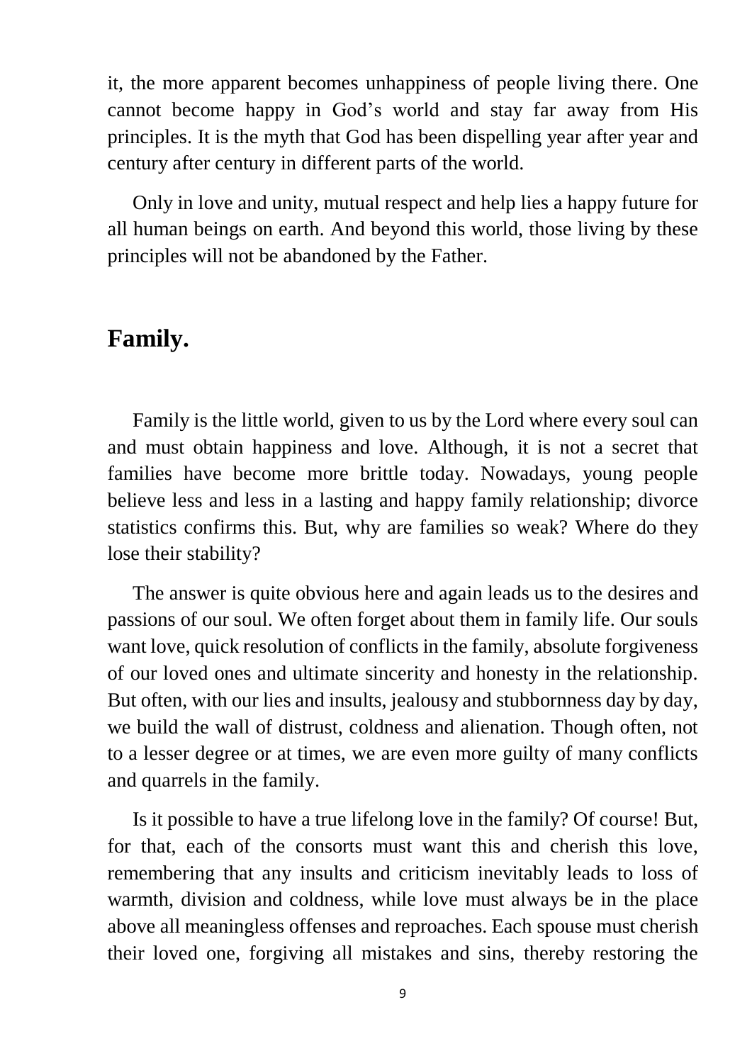it, the more apparent becomes unhappiness of people living there. One cannot become happy in God's world and stay far away from His principles. It is the myth that God has been dispelling year after year and century after century in different parts of the world.

Only in love and unity, mutual respect and help lies a happy future for all human beings on earth. And beyond this world, those living by these principles will not be abandoned by the Father.

## Family.

Family is the little world, given to us by the Lord where every soul can and must obtain happiness and love. Although, it is not a secret that families have become more brittle today. Nowadays, young people believe less and less in a lasting and happy family relationship; divorce statistics confirms this. But, why are families so weak? Where do they lose their stability?

The answer is quite obvious here and again leads us to the desires and passions of our soul. We often forget about them in family life. Our souls want love, quick resolution of conflicts in the family, absolute forgiveness of our loved ones and ultimate sincerity and honesty in the relationship. But often, with our lies and insults, jealousy and stubbornness day by day, we build the wall of distrust, coldness and alienation. Though often, not to a lesser degree or at times, we are even more guilty of many conflicts and quarrels in the family.

Is it possible to have a true lifelong love in the family? Of course! But, for that, each of the consorts must want this and cherish this love, remembering that any insults and criticism inevitably leads to loss of warmth, division and coldness, while love must always be in the place above all meaningless offenses and reproaches. Each spouse must cherish their loved one, forgiving all mistakes and sins, thereby restoring the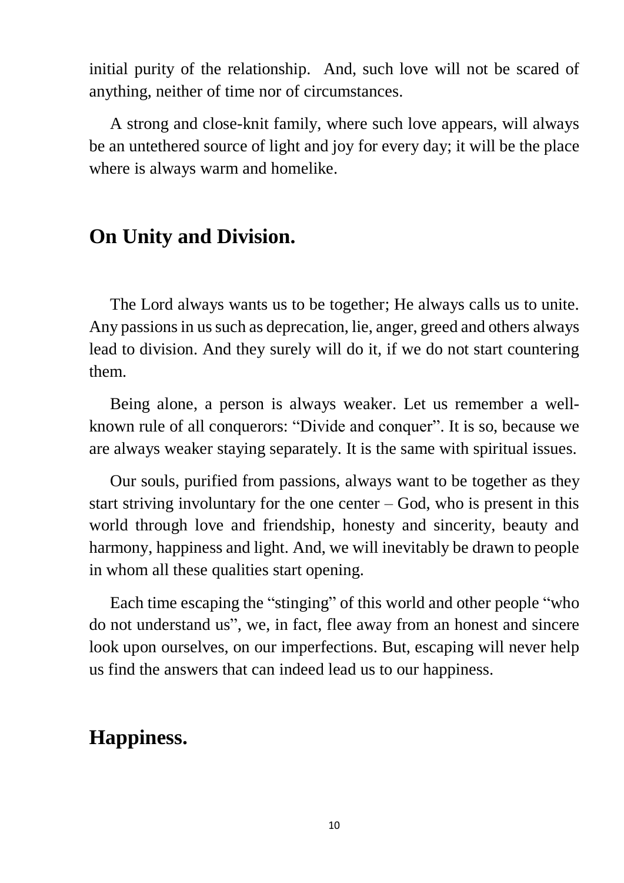initial purity of the relationship. And, such love will not be scared of anything, neither of time nor of circumstances.

A strong and close-knit family, where such love appears, will always be an untethered source of light and joy for every day; it will be the place where is always warm and homelike.

## On Unity and Division.

The Lord always wants us to be together; He always calls us to unite. Any passions in us such as deprecation, lie, anger, greed and others always lead to division. And they surely will do it, if we do not start countering them.

Being alone, a person is always weaker. Let us remember a well-known rule of all conquerors: "Divide and conquer". It is so, because we are always weaker staying separately. It is the same with spiritual issues.

Our souls, purified from passions, always want to be together as they start striving involuntary for the one center – God, who is present in this world through love and friendship, honesty and sincerity, beauty and harmony, happiness and light. And, we will inevitably be drawn to people in whom all these qualities start opening.

Each time escaping the "stinging" of this world and other people "who do not understand us", we, in fact, flee away from an honest and sincere look upon ourselves, on our imperfections. But, escaping will never help us find the answers that can indeed lead us to our happiness.

## Happiness.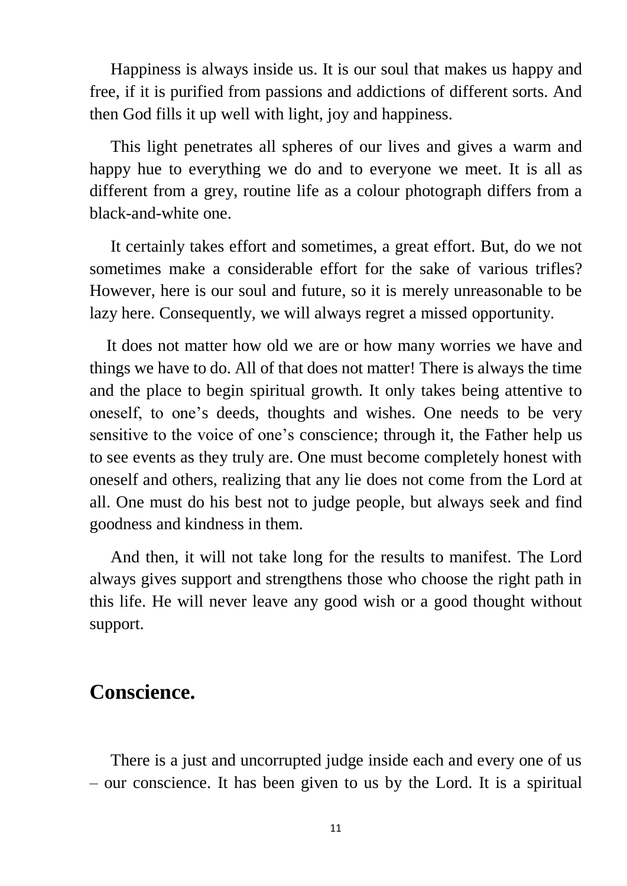Happiness is always inside us. It is our soul that makes us happy and free, if it is purified from passions and addictions of different sorts. And then God fills it up well with light, joy and happiness.

This light penetrates all spheres of our lives and gives a warm and happy hue to everything we do and to everyone we meet. It is all as different from a grey, routine life as a colour photograph differs from a black-and-white one.

It certainly takes effort and sometimes, a great effort. But, do we not sometimes make a considerable effort for the sake of various trifles? However, here is our soul and future, so it is merely unreasonable to be lazy here. Consequently, we will always regret a missed opportunity.

It does not matter how old we are or how many worries we have and things we have to do. All of that does not matter! There is always the time and the place to begin spiritual growth. It only takes being attentive to oneself, to one's deeds, thoughts and wishes. One needs to be very sensitive to the voice of one's conscience; through it, the Father help us to see events as they truly are. One must become completely honest with oneself and others, realizing that any lie does not come from the Lord at all. One must do his best not to judge people, but always seek and find goodness and kindness in them.

And then, it will not take long for the results to manifest. The Lord always gives support and strengthens those who choose the right path in this life. He will never leave any good wish or a good thought without support.

## Conscience.

There is a just and uncorrupted judge inside each and every one of us – our conscience. It has been given to us by the Lord. It is a spiritual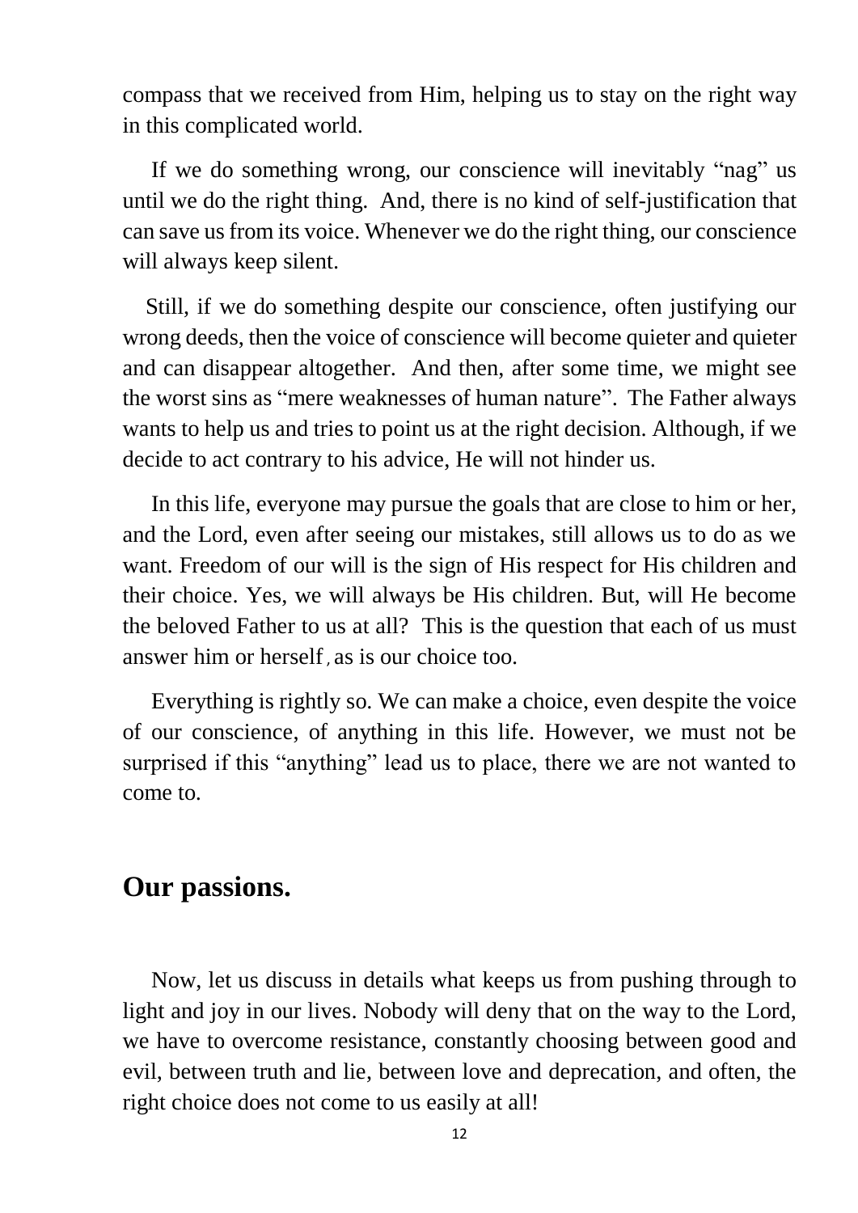compass that we received from Him, helping us to stay on the right way in this complicated world.

If we do something wrong, our conscience will inevitably "nag" us until we do the right thing. And, there is no kind of self-justification that can save us from its voice. Whenever we do the right thing, our conscience will always keep silent.

Still, if we do something despite our conscience, often justifying our wrong deeds, then the voice of conscience will become quieter and quieter and can disappear altogether. And then, after some time, we might see the worst sins as "mere weaknesses of human nature". The Father always wants to help us and tries to point us at the right decision. Although, if we decide to act contrary to his advice, He will not hinder us.

In this life, everyone may pursue the goals that are close to him or her, and the Lord, even after seeing our mistakes, still allows us to do as we want. Freedom of our will is the sign of His respect for His children and their choice. Yes, we will always be His children. But, will He become the beloved Father to us at all? This is the question that each of us must answer him or herself, as is our choice too.

Everything is rightly so. We can make a choice, even despite the voice of our conscience, of anything in this life. However, we must not be surprised if this "anything" lead us to place, there we are not wanted to come to.

## Our passions.

Now, let us discuss in details what keeps us from pushing through to light and joy in our lives. Nobody will deny that on the way to the Lord, we have to overcome resistance, constantly choosing between good and evil, between truth and lie, between love and deprecation, and often, the right choice does not come to us easily at all!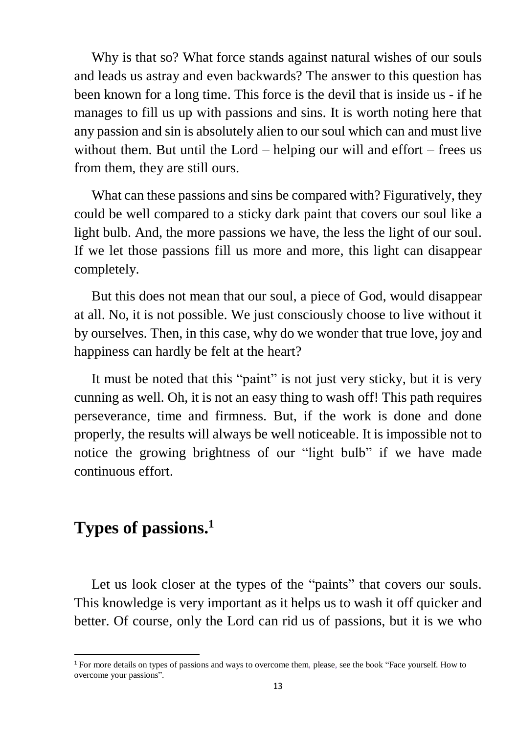Why is that so? What force stands against natural wishes of our souls and leads us astray and even backwards? The answer to this question has been known for a long time. This force is the devil that is inside us - if he manages to fill us up with passions and sins. It is worth noting here that any passion and sin is absolutely alien to our soul which can and must live without them. But until the Lord – helping our will and effort – frees us from them, they are still ours.

What can these passions and sins be compared with? Figuratively, they could be well compared to a sticky dark paint that covers our soul like a light bulb. And, the more passions we have, the less the light of our soul. If we let those passions fill us more and more, this light can disappear completely.

But this does not mean that our soul, a piece of God, would disappear at all. No, it is not possible. We just consciously choose to live without it by ourselves. Then, in this case, why do we wonder that true love, joy and happiness can hardly be felt at the heart?

It must be noted that this "paint" is not just very sticky, but it is very cunning as well. Oh, it is not an easy thing to wash off! This path requires perseverance, time and firmness. But, if the work is done and done properly, the results will always be well noticeable. It is impossible not to notice the growing brightness of our "light bulb" if we have made continuous effort.

## Types of passions.[1]

Let us look closer at the types of the "paints" that covers our souls. This knowledge is very important as it helps us to wash it off quicker and better. Of course, only the Lord can rid us of passions, but it is we who

[1] For more details on types of passions and ways to overcome them, please, see the book "Face yourself. How to overcome your passions".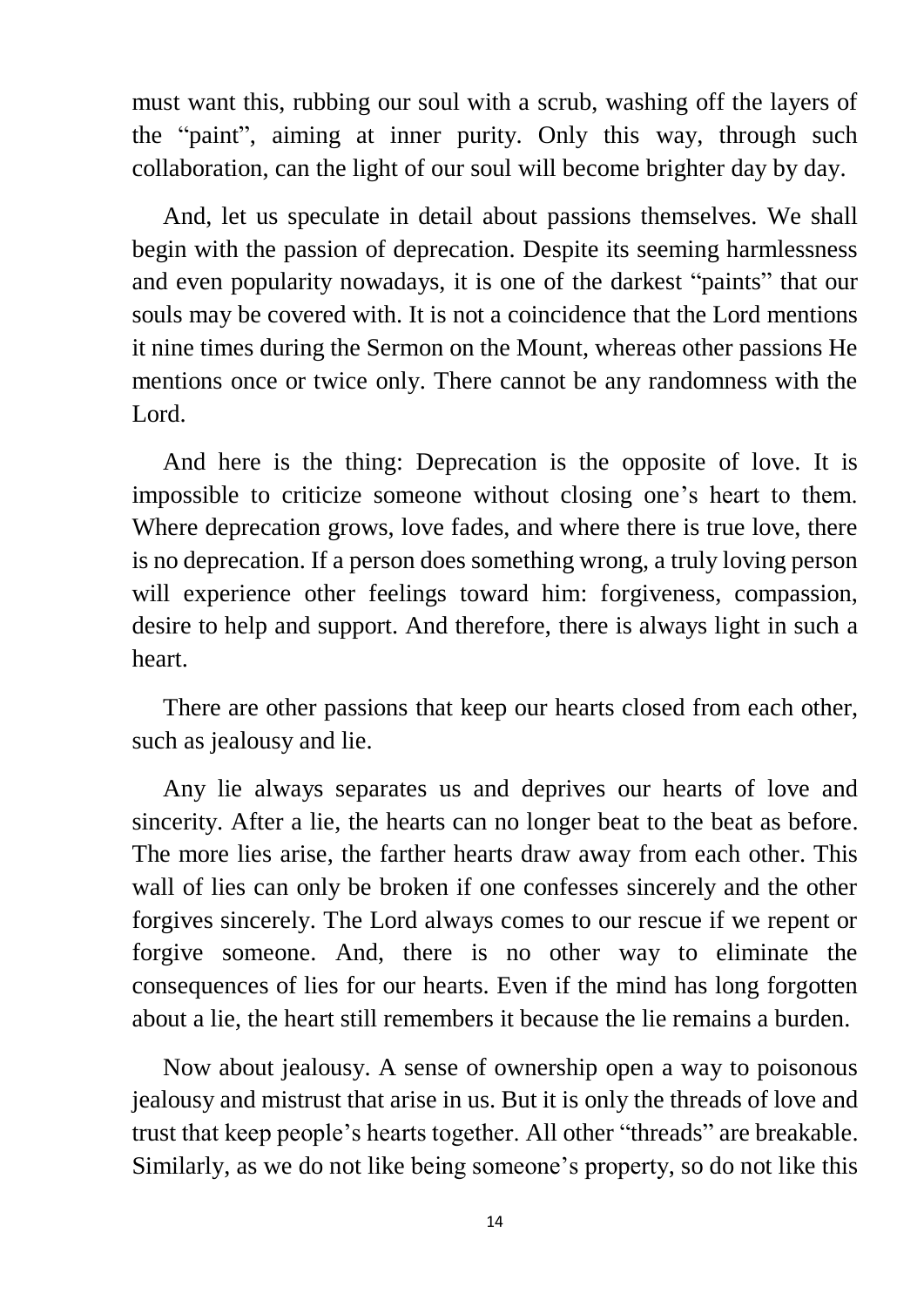must want this, rubbing our soul with a scrub, washing off the layers of the "paint", aiming at inner purity. Only this way, through such collaboration, can the light of our soul will become brighter day by day.

And, let us speculate in detail about passions themselves. We shall begin with the passion of deprecation. Despite its seeming harmlessness and even popularity nowadays, it is one of the darkest "paints" that our souls may be covered with. It is not a coincidence that the Lord mentions it nine times during the Sermon on the Mount, whereas other passions He mentions once or twice only. There cannot be any randomness with the Lord.

And here is the thing: Deprecation is the opposite of love. It is impossible to criticize someone without closing one's heart to them. Where deprecation grows, love fades, and where there is true love, there is no deprecation. If a person does something wrong, a truly loving person will experience other feelings toward him: forgiveness, compassion, desire to help and support. And therefore, there is always light in such a heart.

There are other passions that keep our hearts closed from each other, such as jealousy and lie.

Any lie always separates us and deprives our hearts of love and sincerity. After a lie, the hearts can no longer beat to the beat as before. The more lies arise, the farther hearts draw away from each other. This wall of lies can only be broken if one confesses sincerely and the other forgives sincerely. The Lord always comes to our rescue if we repent or forgive someone. And, there is no other way to eliminate the consequences of lies for our hearts. Even if the mind has long forgotten about a lie, the heart still remembers it because the lie remains a burden.

Now about jealousy. A sense of ownership open a way to poisonous jealousy and mistrust that arise in us. But it is only the threads of love and trust that keep people's hearts together. All other "threads" are breakable. Similarly, as we do not like being someone's property, so do not like this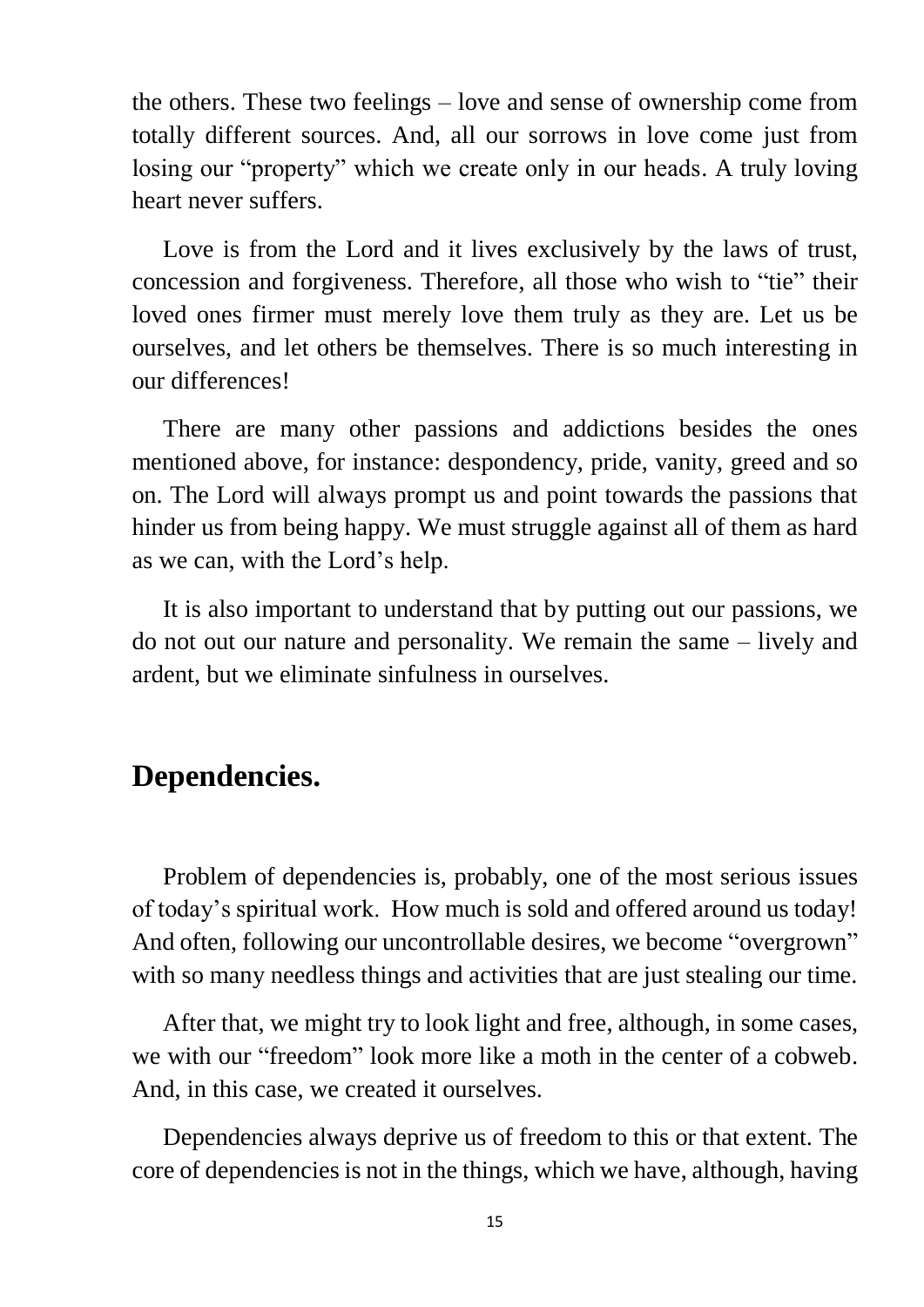the others. These two feelings – love and sense of ownership come from totally different sources. And, all our sorrows in love come just from losing our "property" which we create only in our heads. A truly loving heart never suffers.

Love is from the Lord and it lives exclusively by the laws of trust, concession and forgiveness. Therefore, all those who wish to "tie" their loved ones firmer must merely love them truly as they are. Let us be ourselves, and let others be themselves. There is so much interesting in our differences!

There are many other passions and addictions besides the ones mentioned above, for instance: despondency, pride, vanity, greed and so on. The Lord will always prompt us and point towards the passions that hinder us from being happy. We must struggle against all of them as hard as we can, with the Lord's help.

It is also important to understand that by putting out our passions, we do not out our nature and personality. We remain the same – lively and ardent, but we eliminate sinfulness in ourselves.

## Dependencies.

Problem of dependencies is, probably, one of the most serious issues of today's spiritual work. How much is sold and offered around us today! And often, following our uncontrollable desires, we become "overgrown" with so many needless things and activities that are just stealing our time.

After that, we might try to look light and free, although, in some cases, we with our "freedom" look more like a moth in the center of a cobweb. And, in this case, we created it ourselves.

Dependencies always deprive us of freedom to this or that extent. The core of dependencies is not in the things, which we have, although, having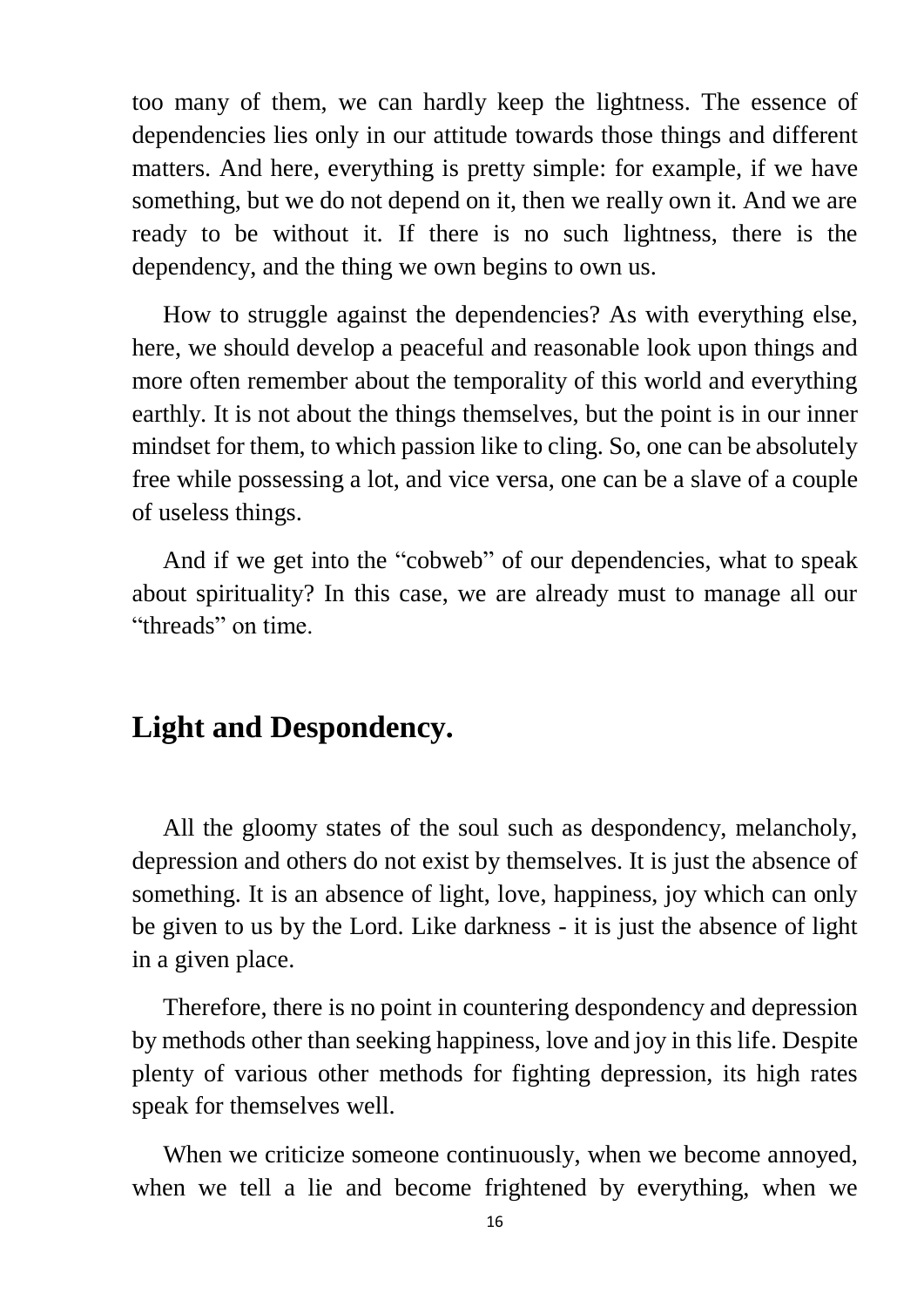too many of them, we can hardly keep the lightness. The essence of dependencies lies only in our attitude towards those things and different matters. And here, everything is pretty simple: for example, if we have something, but we do not depend on it, then we really own it. And we are ready to be without it. If there is no such lightness, there is the dependency, and the thing we own begins to own us.

How to struggle against the dependencies? As with everything else, here, we should develop a peaceful and reasonable look upon things and more often remember about the temporality of this world and everything earthly. It is not about the things themselves, but the point is in our inner mindset for them, to which passion like to cling. So, one can be absolutely free while possessing a lot, and vice versa, one can be a slave of a couple of useless things.

And if we get into the "cobweb" of our dependencies, what to speak about spirituality? In this case, we are already must to manage all our "threads" on time.

## Light and Despondency.

All the gloomy states of the soul such as despondency, melancholy, depression and others do not exist by themselves. It is just the absence of something. It is an absence of light, love, happiness, joy which can only be given to us by the Lord. Like darkness - it is just the absence of light in a given place.

Therefore, there is no point in countering despondency and depression by methods other than seeking happiness, love and joy in this life. Despite plenty of various other methods for fighting depression, its high rates speak for themselves well.

When we criticize someone continuously, when we become annoyed, when we tell a lie and become frightened by everything, when we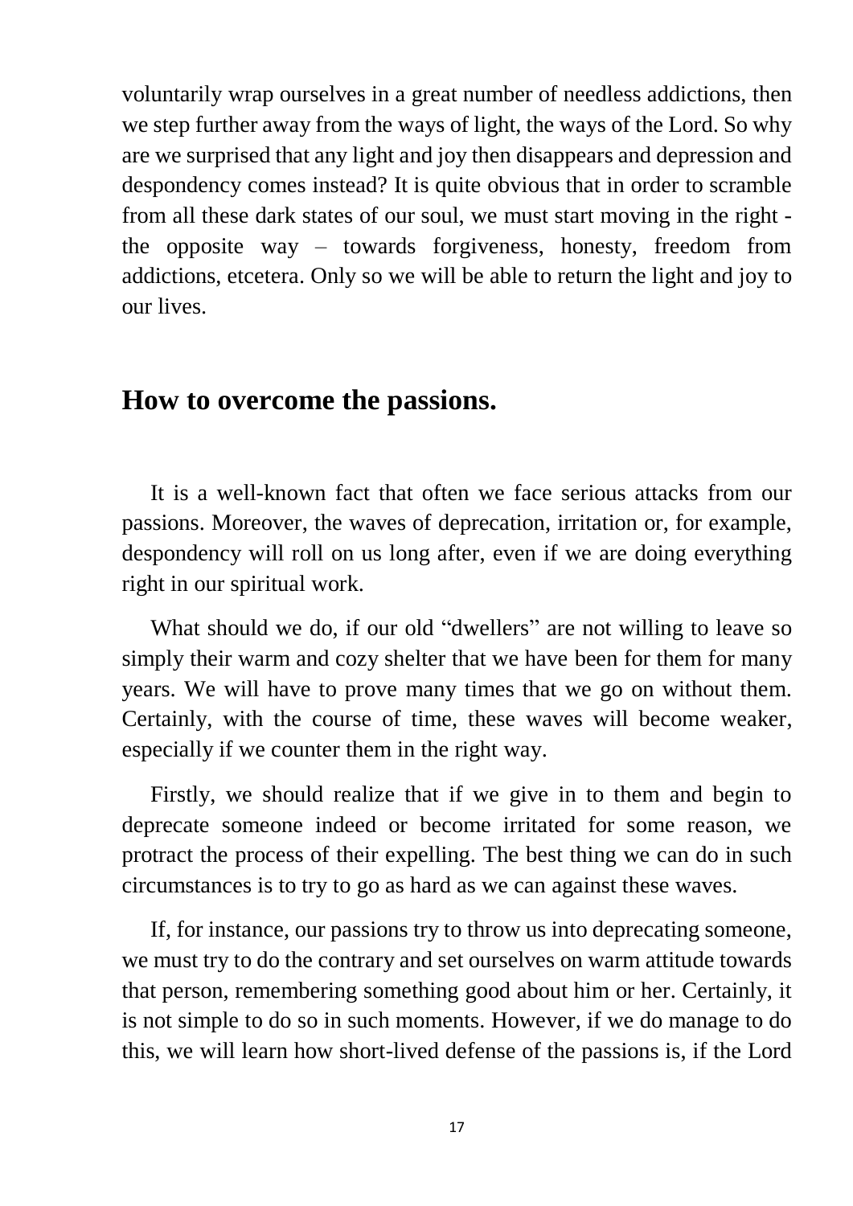voluntarily wrap ourselves in a great number of needless addictions, then we step further away from the ways of light, the ways of the Lord. So why are we surprised that any light and joy then disappears and depression and despondency comes instead? It is quite obvious that in order to scramble from all these dark states of our soul, we must start moving in the right - the opposite way – towards forgiveness, honesty, freedom from addictions, etcetera. Only so we will be able to return the light and joy to our lives.

## How to overcome the passions.

It is a well-known fact that often we face serious attacks from our passions. Moreover, the waves of deprecation, irritation or, for example, despondency will roll on us long after, even if we are doing everything right in our spiritual work.

What should we do, if our old "dwellers" are not willing to leave so simply their warm and cozy shelter that we have been for them for many years. We will have to prove many times that we go on without them. Certainly, with the course of time, these waves will become weaker, especially if we counter them in the right way.

Firstly, we should realize that if we give in to them and begin to deprecate someone indeed or become irritated for some reason, we protract the process of their expelling. The best thing we can do in such circumstances is to try to go as hard as we can against these waves.

If, for instance, our passions try to throw us into deprecating someone, we must try to do the contrary and set ourselves on warm attitude towards that person, remembering something good about him or her. Certainly, it is not simple to do so in such moments. However, if we do manage to do this, we will learn how short-lived defense of the passions is, if the Lord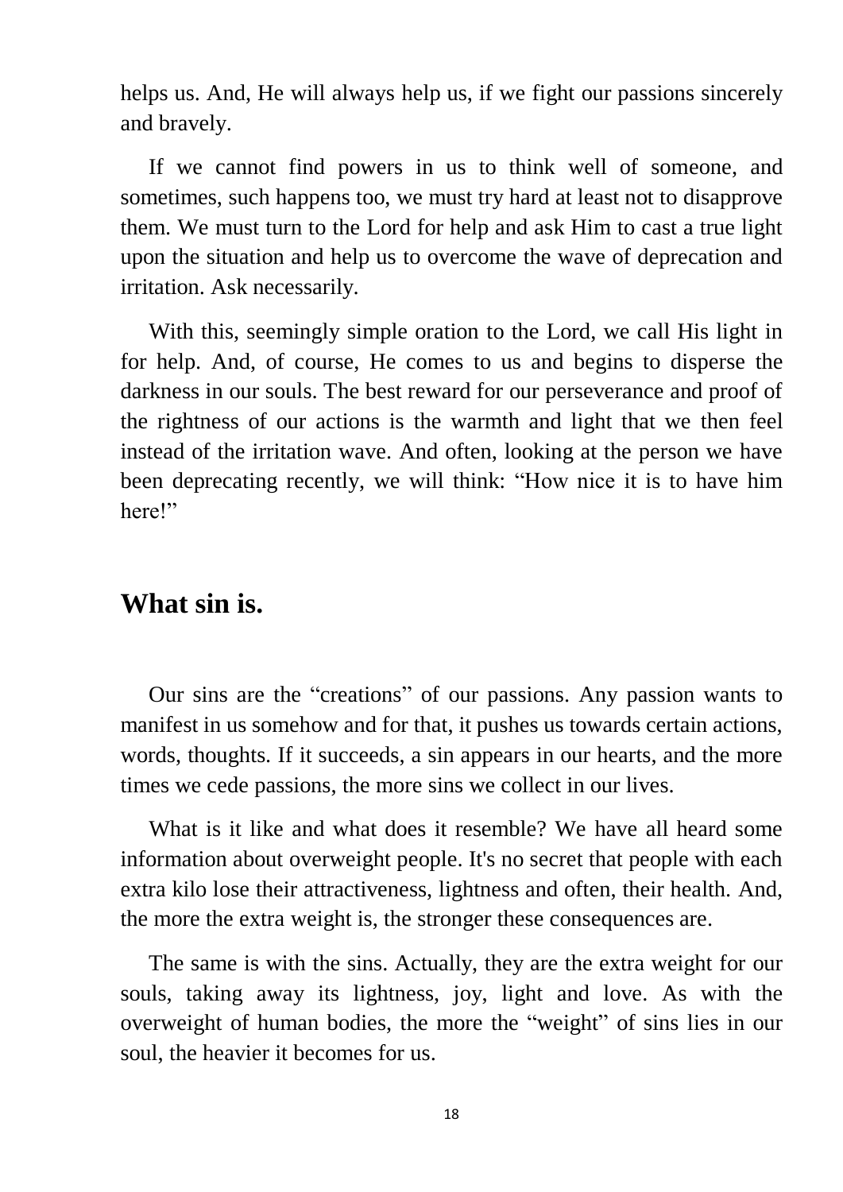helps us. And, He will always help us, if we fight our passions sincerely and bravely.

If we cannot find powers in us to think well of someone, and sometimes, such happens too, we must try hard at least not to disapprove them. We must turn to the Lord for help and ask Him to cast a true light upon the situation and help us to overcome the wave of deprecation and irritation. Ask necessarily.

With this, seemingly simple oration to the Lord, we call His light in for help. And, of course, He comes to us and begins to disperse the darkness in our souls. The best reward for our perseverance and proof of the rightness of our actions is the warmth and light that we then feel instead of the irritation wave. And often, looking at the person we have been deprecating recently, we will think: “How nice it is to have him here!”

## What sin is.

Our sins are the “creations” of our passions. Any passion wants to manifest in us somehow and for that, it pushes us towards certain actions, words, thoughts. If it succeeds, a sin appears in our hearts, and the more times we cede passions, the more sins we collect in our lives.

What is it like and what does it resemble? We have all heard some information about overweight people. It's no secret that people with each extra kilo lose their attractiveness, lightness and often, their health. And, the more the extra weight is, the stronger these consequences are.

The same is with the sins. Actually, they are the extra weight for our souls, taking away its lightness, joy, light and love. As with the overweight of human bodies, the more the “weight” of sins lies in our soul, the heavier it becomes for us.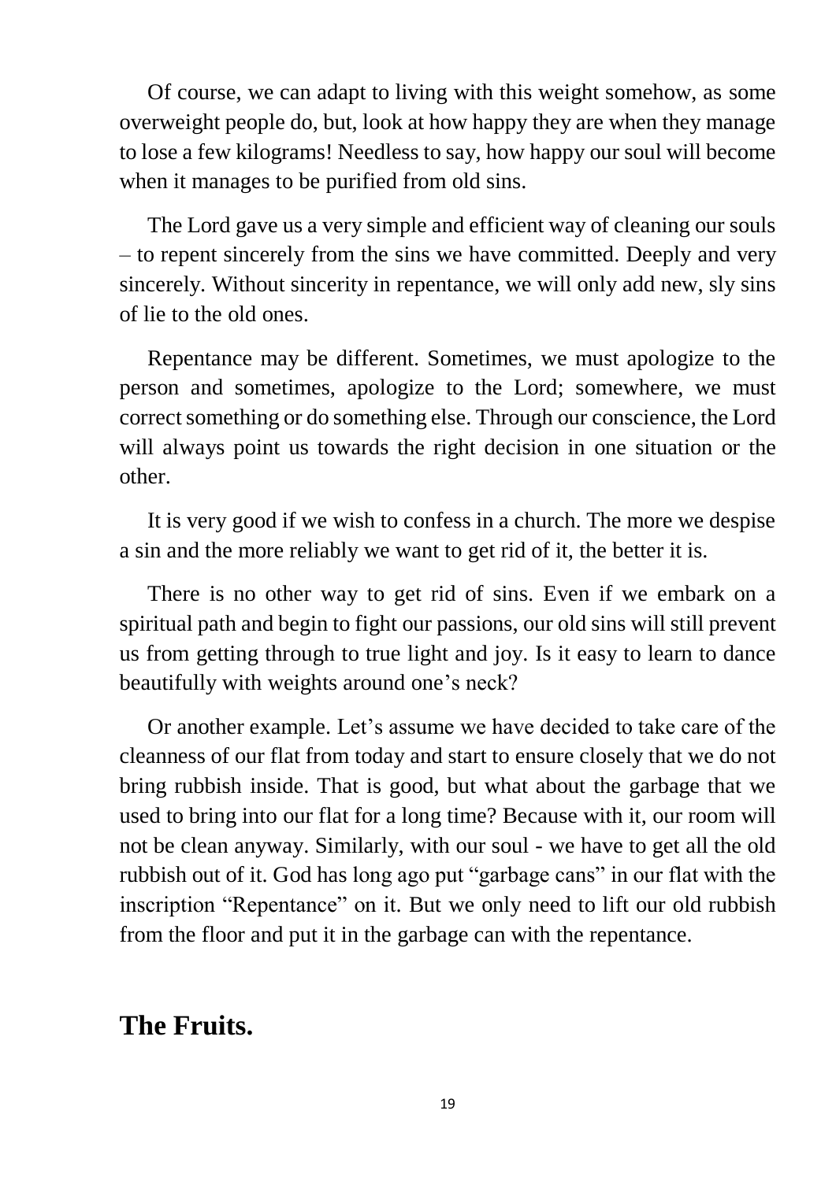Of course, we can adapt to living with this weight somehow, as some overweight people do, but, look at how happy they are when they manage to lose a few kilograms! Needless to say, how happy our soul will become when it manages to be purified from old sins.

The Lord gave us a very simple and efficient way of cleaning our souls – to repent sincerely from the sins we have committed. Deeply and very sincerely. Without sincerity in repentance, we will only add new, sly sins of lie to the old ones.

Repentance may be different. Sometimes, we must apologize to the person and sometimes, apologize to the Lord; somewhere, we must correct something or do something else. Through our conscience, the Lord will always point us towards the right decision in one situation or the other.

It is very good if we wish to confess in a church. The more we despise a sin and the more reliably we want to get rid of it, the better it is.

There is no other way to get rid of sins. Even if we embark on a spiritual path and begin to fight our passions, our old sins will still prevent us from getting through to true light and joy. Is it easy to learn to dance beautifully with weights around one's neck?

Or another example. Let's assume we have decided to take care of the cleanness of our flat from today and start to ensure closely that we do not bring rubbish inside. That is good, but what about the garbage that we used to bring into our flat for a long time? Because with it, our room will not be clean anyway. Similarly, with our soul - we have to get all the old rubbish out of it. God has long ago put "garbage cans" in our flat with the inscription "Repentance" on it. But we only need to lift our old rubbish from the floor and put it in the garbage can with the repentance.

## The Fruits.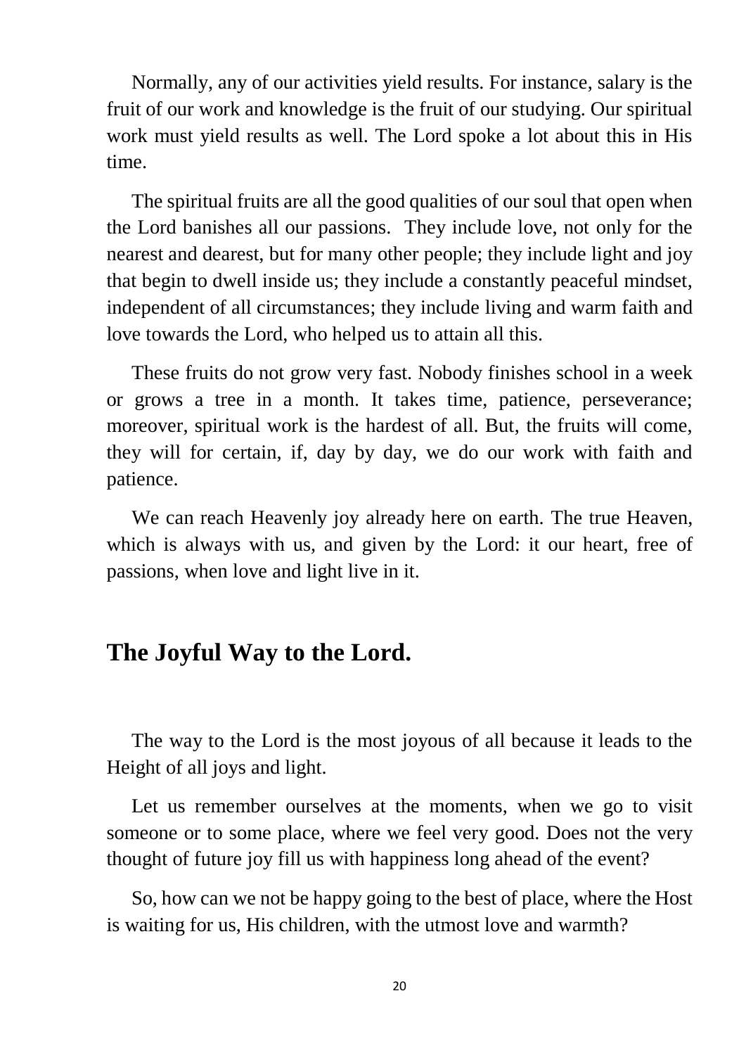Normally, any of our activities yield results. For instance, salary is the fruit of our work and knowledge is the fruit of our studying. Our spiritual work must yield results as well. The Lord spoke a lot about this in His time.

The spiritual fruits are all the good qualities of our soul that open when the Lord banishes all our passions. They include love, not only for the nearest and dearest, but for many other people; they include light and joy that begin to dwell inside us; they include a constantly peaceful mindset, independent of all circumstances; they include living and warm faith and love towards the Lord, who helped us to attain all this.

These fruits do not grow very fast. Nobody finishes school in a week or grows a tree in a month. It takes time, patience, perseverance; moreover, spiritual work is the hardest of all. But, the fruits will come, they will for certain, if, day by day, we do our work with faith and patience.

We can reach Heavenly joy already here on earth. The true Heaven, which is always with us, and given by the Lord: it our heart, free of passions, when love and light live in it.

## The Joyful Way to the Lord.

The way to the Lord is the most joyous of all because it leads to the Height of all joys and light.

Let us remember ourselves at the moments, when we go to visit someone or to some place, where we feel very good. Does not the very thought of future joy fill us with happiness long ahead of the event?

So, how can we not be happy going to the best of place, where the Host is waiting for us, His children, with the utmost love and warmth?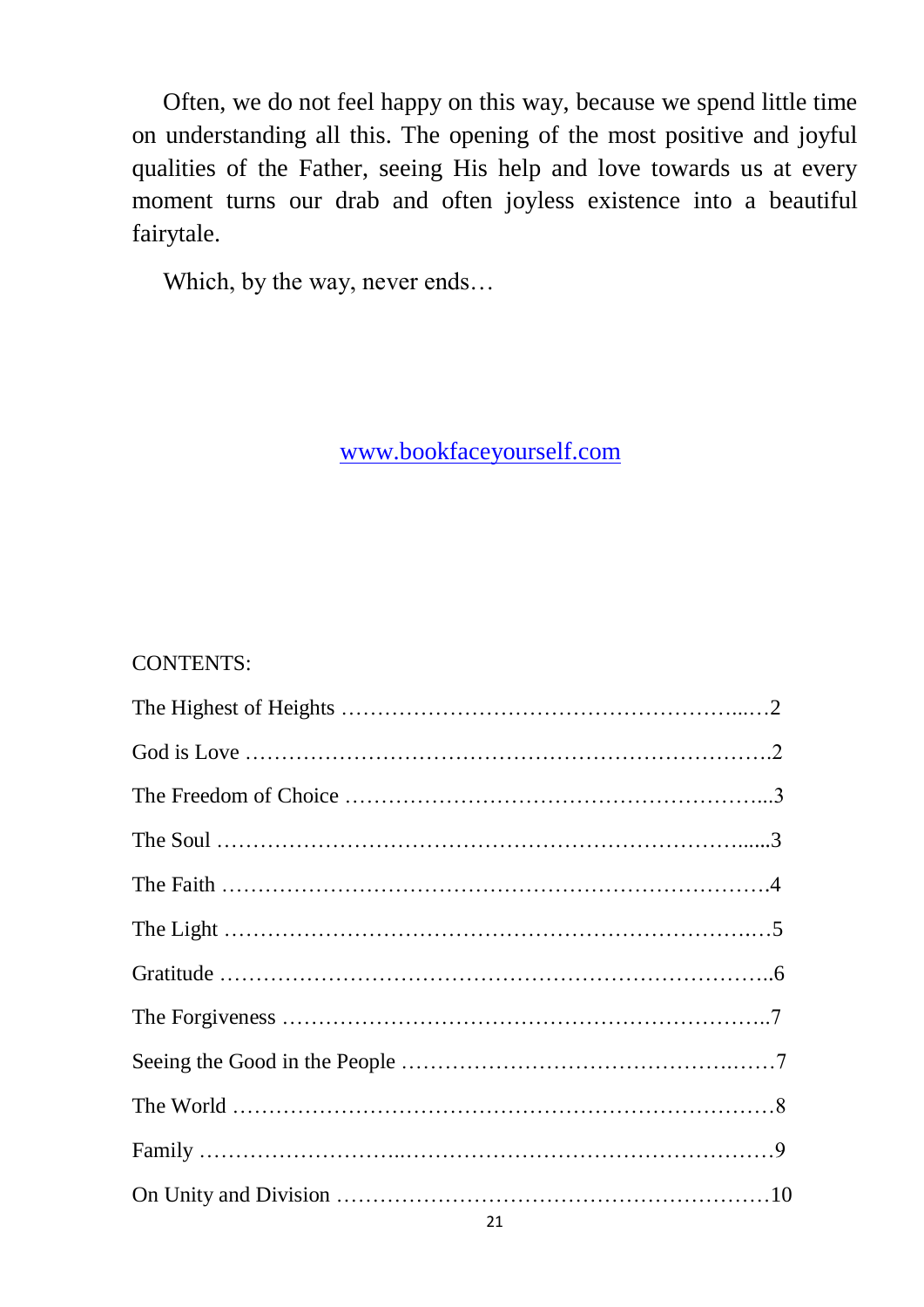Often, we do not feel happy on this way, because we spend little time on understanding all this. The opening of the most positive and joyful qualities of the Father, seeing His help and love towards us at every moment turns our drab and often joyless existence into a beautiful fairytale.

Which, by the way, never ends…

www.bookfaceyourself.com

CONTENTS:

The Highest of Heights ……………………………………………...…2

God is Love ……………………………………………………………….2

The Freedom of Choice …………………………………………………...3

The Soul …………………………………………………………….......3

The Faith ……………………………………………………………….4

The Light …………………………………………………………….…5

Gratitude ………………………………………………………………..6

The Forgiveness ………………………………………………………..7

Seeing the Good in the People ……………………………………..……7

The World ………………………………………………………………8

Family ……………………...……………………………………………9

On Unity and Division …………………………………………………10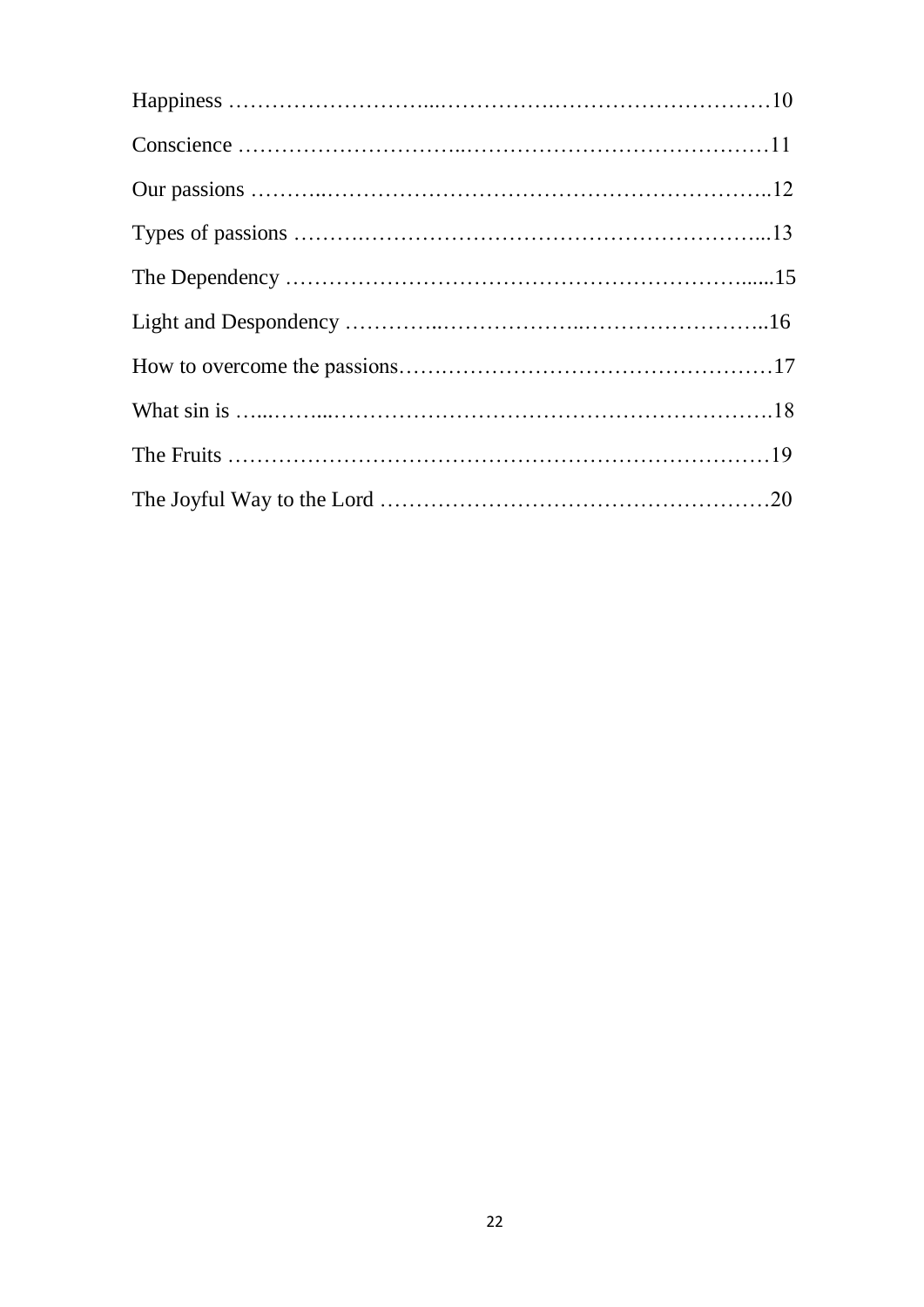Happiness ………………………...…………….…………………………10

Conscience …………………………..……………………………………11

Our passions ………..……………………………………………………..12

Types of passions ……….…………………………………………………...13

The Dependency …………………………………………………….......15

Light and Despondency …………..………………..……………………..16

How to overcome the passions…….…………………………………………17

What sin is …...……...…………………………………………………….18

The Fruits …………………………………………………………………19

The Joyful Way to the Lord ………………………………………………20